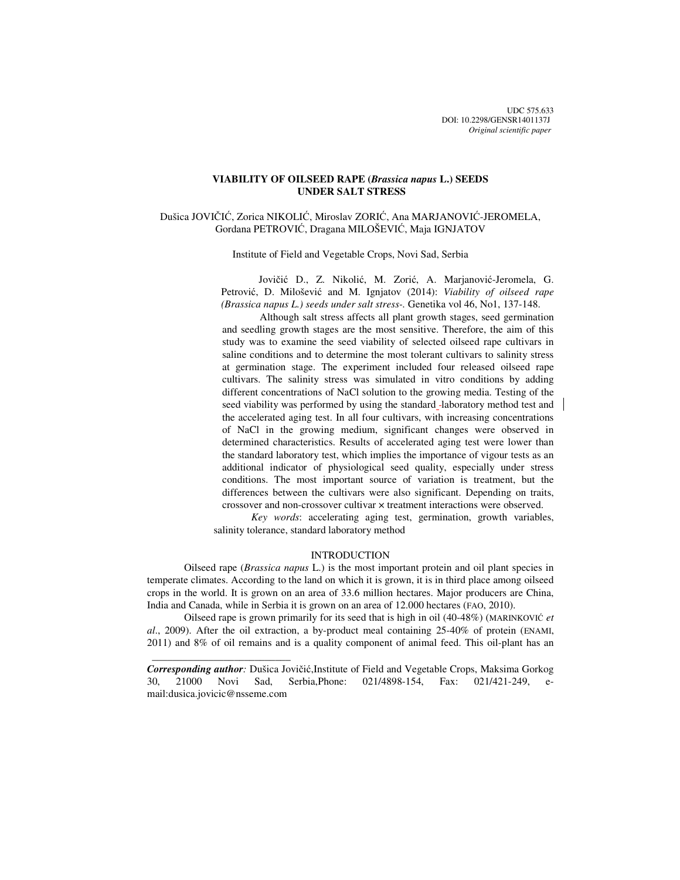UDC 575.633
DOI: 10.2298/GENSR1401137J
*Original scientific paper*

# VIABILITY OF OILSEED RAPE (*Brassica napus* L.) SEEDS UNDER SALT STRESS

Dušica JOVIČIĆ, Zorica NIKOLIĆ, Miroslav ZORIĆ, Ana MARJANOVIĆ-JEROMELA, Gordana PETROVIĆ, Dragana MILOŠEVIĆ, Maja IGNJATOV

Institute of Field and Vegetable Crops, Novi Sad, Serbia

Jovičić D., Z. Nikolić, M. Zorić, A. Marjanović-Jeromela, G. Petrović, D. Milošević and M. Ignjatov (2014): *Viability of oilseed rape (Brassica napus L.) seeds under salt stress-*. Genetika vol 46, No1, 137-148.

Although salt stress affects all plant growth stages, seed germination and seedling growth stages are the most sensitive. Therefore, the aim of this study was to examine the seed viability of selected oilseed rape cultivars in saline conditions and to determine the most tolerant cultivars to salinity stress at germination stage. The experiment included four released oilseed rape cultivars. The salinity stress was simulated in vitro conditions by adding different concentrations of NaCl solution to the growing media. Testing of the seed viability was performed by using the standard -laboratory method test and the accelerated aging test. In all four cultivars, with increasing concentrations of NaCl in the growing medium, significant changes were observed in determined characteristics. Results of accelerated aging test were lower than the standard laboratory test, which implies the importance of vigour tests as an additional indicator of physiological seed quality, especially under stress conditions. The most important source of variation is treatment, but the differences between the cultivars were also significant. Depending on traits, crossover and non-crossover cultivar × treatment interactions were observed.

*Key words*: accelerating aging test, germination, growth variables, salinity tolerance, standard laboratory method

## INTRODUCTION

Oilseed rape (*Brassica napus* L.) is the most important protein and oil plant species in temperate climates. According to the land on which it is grown, it is in third place among oilseed crops in the world. It is grown on an area of 33.6 million hectares. Major producers are China, India and Canada, while in Serbia it is grown on an area of 12.000 hectares (FAO, 2010).

Oilseed rape is grown primarily for its seed that is high in oil (40-48%) (MARINKOVIĆ *et al*., 2009). After the oil extraction, a by-product meal containing 25-40% of protein (ENAMI, 2011) and 8% of oil remains and is a quality component of animal feed. This oil-plant has an

---

***Corresponding author:*** Dušica Jovičić,Institute of Field and Vegetable Crops, Maksima Gorkog 30, 21000 Novi Sad, Serbia,Phone: 021/4898-154, Fax: 021/421-249, e-mail:dusica.jovicic@nsseme.com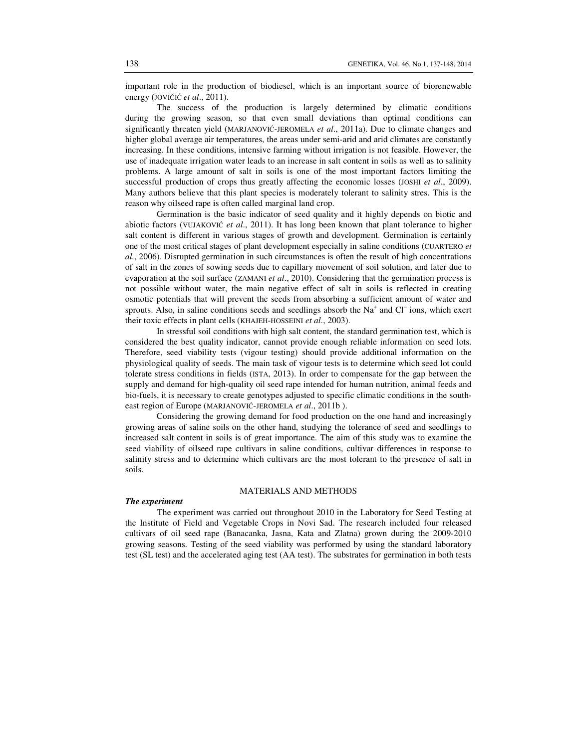important role in the production of biodiesel, which is an important source of biorenewable energy (JOVIČIĆ *et al*., 2011).

The success of the production is largely determined by climatic conditions during the growing season, so that even small deviations than optimal conditions can significantly threaten yield (MARJANOVIĆ-JEROMELA *et al*., 2011a). Due to climate changes and higher global average air temperatures, the areas under semi-arid and arid climates are constantly increasing. In these conditions, intensive farming without irrigation is not feasible. However, the use of inadequate irrigation water leads to an increase in salt content in soils as well as to salinity problems. A large amount of salt in soils is one of the most important factors limiting the successful production of crops thus greatly affecting the economic losses (JOSHI *et al*., 2009). Many authors believe that this plant species is moderately tolerant to salinity stres. This is the reason why oilseed rape is often called marginal land crop.

Germination is the basic indicator of seed quality and it highly depends on biotic and abiotic factors (VUJAKOVIĆ *et al*., 2011). It has long been known that plant tolerance to higher salt content is different in various stages of growth and development. Germination is certainly one of the most critical stages of plant development especially in saline conditions (CUARTERO *et al*., 2006). Disrupted germination in such circumstances is often the result of high concentrations of salt in the zones of sowing seeds due to capillary movement of soil solution, and later due to evaporation at the soil surface (ZAMANI *et al*., 2010). Considering that the germination process is not possible without water, the main negative effect of salt in soils is reflected in creating osmotic potentials that will prevent the seeds from absorbing a sufficient amount of water and sprouts. Also, in saline conditions seeds and seedlings absorb the $Na^+$ and $Cl^-$ ions, which exert their toxic effects in plant cells (KHAJEH-HOSSEINI *et al*., 2003).

In stressful soil conditions with high salt content, the standard germination test, which is considered the best quality indicator, cannot provide enough reliable information on seed lots. Therefore, seed viability tests (vigour testing) should provide additional information on the physiological quality of seeds. The main task of vigour tests is to determine which seed lot could tolerate stress conditions in fields (ISTA, 2013). In order to compensate for the gap between the supply and demand for high-quality oil seed rape intended for human nutrition, animal feeds and bio-fuels, it is necessary to create genotypes adjusted to specific climatic conditions in the south-east region of Europe (MARJANOVIĆ-JEROMELA *et al*., 2011b ).

Considering the growing demand for food production on the one hand and increasingly growing areas of saline soils on the other hand, studying the tolerance of seed and seedlings to increased salt content in soils is of great importance. The aim of this study was to examine the seed viability of oilseed rape cultivars in saline conditions, cultivar differences in response to salinity stress and to determine which cultivars are the most tolerant to the presence of salt in soils.

## MATERIALS AND METHODS

### *The experiment*

The experiment was carried out throughout 2010 in the Laboratory for Seed Testing at the Institute of Field and Vegetable Crops in Novi Sad. The research included four released cultivars of oil seed rape (Banacanka, Jasna, Kata and Zlatna) grown during the 2009-2010 growing seasons. Testing of the seed viability was performed by using the standard laboratory test (SL test) and the accelerated aging test (AA test). The substrates for germination in both tests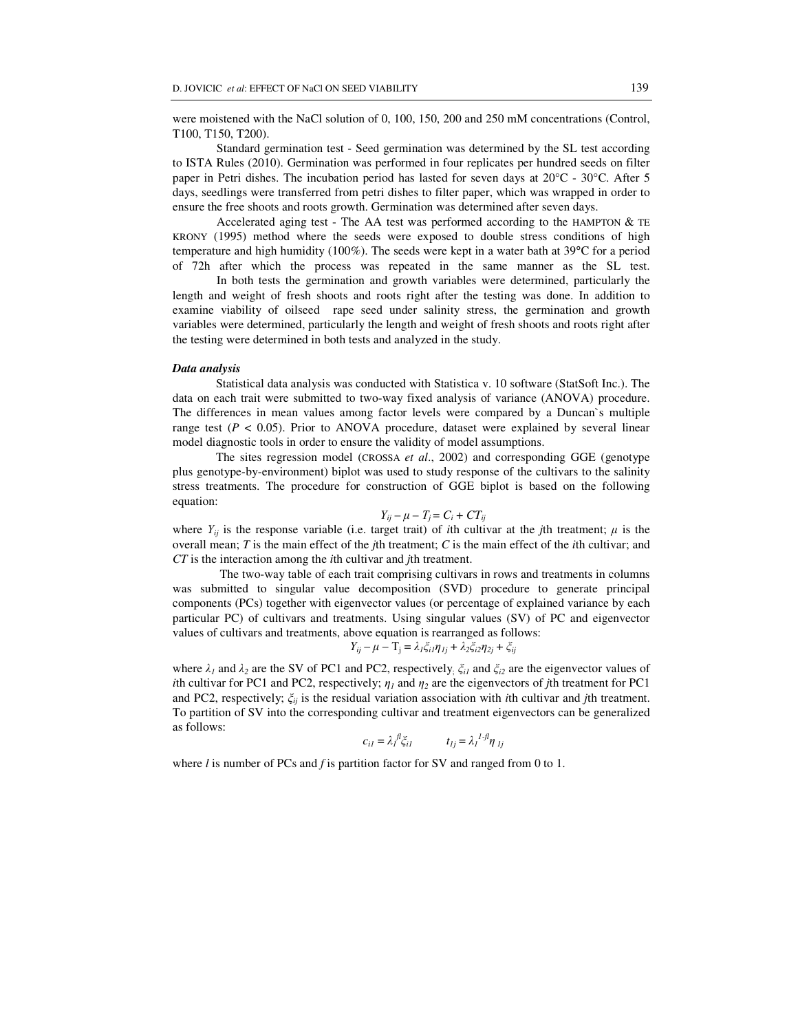were moistened with the NaCl solution of 0, 100, 150, 200 and 250 mM concentrations (Control, T100, T150, T200).

Standard germination test - Seed germination was determined by the SL test according to ISTA Rules (2010). Germination was performed in four replicates per hundred seeds on filter paper in Petri dishes. The incubation period has lasted for seven days at 20°C - 30°C. After 5 days, seedlings were transferred from petri dishes to filter paper, which was wrapped in order to ensure the free shoots and roots growth. Germination was determined after seven days.

Accelerated aging test - The AA test was performed according to the HAMPTON & TE KRONY (1995) method where the seeds were exposed to double stress conditions of high temperature and high humidity (100%). The seeds were kept in a water bath at 39°C for a period of 72h after which the process was repeated in the same manner as the SL test.

In both tests the germination and growth variables were determined, particularly the length and weight of fresh shoots and roots right after the testing was done. In addition to examine viability of oilseed rape seed under salinity stress, the germination and growth variables were determined, particularly the length and weight of fresh shoots and roots right after the testing were determined in both tests and analyzed in the study.

***Data analysis***

Statistical data analysis was conducted with Statistica v. 10 software (StatSoft Inc.). The data on each trait were submitted to two-way fixed analysis of variance (ANOVA) procedure. The differences in mean values among factor levels were compared by a Duncan`s multiple range test ($P < 0.05$). Prior to ANOVA procedure, dataset were explained by several linear model diagnostic tools in order to ensure the validity of model assumptions.

The sites regression model (CROSSA *et al*., 2002) and corresponding GGE (genotype plus genotype-by-environment) biplot was used to study response of the cultivars to the salinity stress treatments. The procedure for construction of GGE biplot is based on the following equation:

$$Y_{ij} - \mu - T_j = C_i + CT_{ij}$$

where $Y_{ij}$ is the response variable (i.e. target trait) of $i$th cultivar at the $j$th treatment; $\mu$ is the overall mean; $T$ is the main effect of the $j$th treatment; $C$ is the main effect of the $i$th cultivar; and $CT$ is the interaction among the $i$th cultivar and $j$th treatment.

The two-way table of each trait comprising cultivars in rows and treatments in columns was submitted to singular value decomposition (SVD) procedure to generate principal components (PCs) together with eigenvector values (or percentage of explained variance by each particular PC) of cultivars and treatments. Using singular values (SV) of PC and eigenvector values of cultivars and treatments, above equation is rearranged as follows:

$$Y_{ij} - \mu - T_j = \lambda_1 \xi_{i1} \eta_{1j} + \lambda_2 \xi_{i2} \eta_{2j} + \xi_{ij}$$

where $\lambda_1$ and $\lambda_2$ are the SV of PC1 and PC2, respectively; $\xi_{i1}$ and $\xi_{i2}$ are the eigenvector values of $i$th cultivar for PC1 and PC2, respectively; $\eta_1$ and $\eta_2$ are the eigenvectors of $j$th treatment for PC1 and PC2, respectively; $\xi_{ij}$ is the residual variation association with $i$th cultivar and $j$th treatment. To partition of SV into the corresponding cultivar and treatment eigenvectors can be generalized as follows:

$$c_{i1} = \lambda_l^{fl} \xi_{i1} \qquad t_{1j} = \lambda_l^{1-fl} \eta_{1j}$$

where $l$ is number of PCs and $f$ is partition factor for SV and ranged from 0 to 1.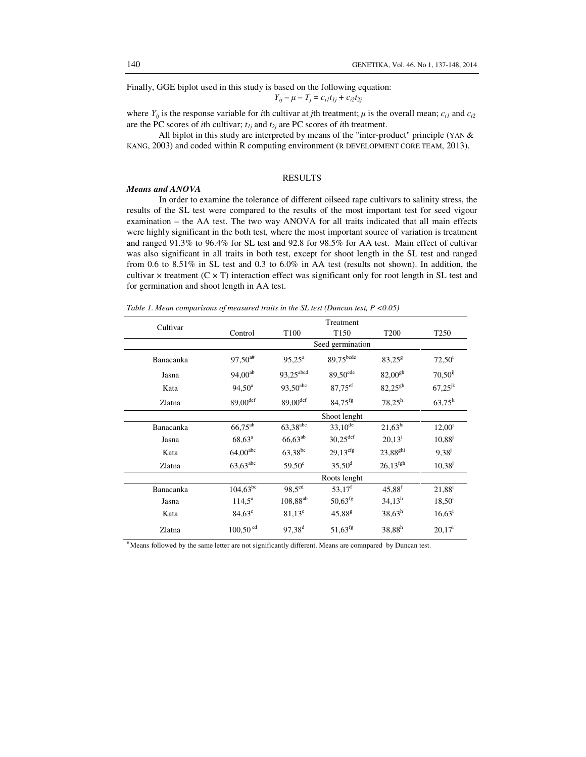Finally, GGE biplot used in this study is based on the following equation:

$$Y_{ij} - \mu - T_j = c_{i1}t_{1j} + c_{i2}t_{2j}$$

where $Y_{ij}$ is the response variable for *i*th cultivar at *j*th treatment; $\mu$ is the overall mean; $c_{i1}$ and $c_{i2}$ are the PC scores of *i*th cultivar; $t_{1j}$ and $t_{2j}$ are PC scores of *i*th treatment.

All biplot in this study are interpreted by means of the "inter-product" principle (YAN & KANG, 2003) and coded within R computing environment (R DEVELOPMENT CORE TEAM, 2013).

## RESULTS

### *Means and ANOVA*

In order to examine the tolerance of different oilseed rape cultivars to salinity stress, the results of the SL test were compared to the results of the most important test for seed vigour examination – the AA test. The two way ANOVA for all traits indicated that all main effects were highly significant in the both test, where the most important source of variation is treatment and ranged 91.3% to 96.4% for SL test and 92.8 for 98.5% for AA test. Main effect of culivar was also significant in all traits in both test, except for shoot length in the SL test and ranged from 0.6 to 8.51% in SL test and 0.3 to 6.0% in AA test (results not shown). In addition, the cultivar × treatment (C × T) interaction effect was significant only for root length in SL test and for germination and shoot length in AA test.

*Table 1. Mean comparisons of measured traits in the SL test (Duncan test, P <0.05)*

| Cultivar | Treatment | | | | |
|---|---|---|---|---|---|
| | Control | T100 | T150 | T200 | T250 |
| | Seed germination | | | | |
| Banacanka | $97{,}50^{a\#}$ | $95{,}25^{a}$ | $89{,}75^{bcde}$ | $83{,}25^{g}$ | $72{,}50^{i}$ |
| Jasna | $94{,}00^{ab}$ | $93{,}25^{abcd}$ | $89{,}50^{cde}$ | $82{,}00^{gh}$ | $70{,}50^{ij}$ |
| Kata | $94{,}50^{a}$ | $93{,}50^{abc}$ | $87{,}75^{ef}$ | $82{,}25^{gh}$ | $67{,}25^{jk}$ |
| Zlatna | $89{,}00^{def}$ | $89{,}00^{def}$ | $84{,}75^{fg}$ | $78{,}25^{h}$ | $63{,}75^{k}$ |
| | Shoot lenght | | | | |
| Banacanka | $66{,}75^{ab}$ | $63{,}38^{abc}$ | $33{,}10^{de}$ | $21{,}63^{hi}$ | $12{,}00^{j}$ |
| Jasna | $68{,}63^{a}$ | $66{,}63^{ab}$ | $30{,}25^{def}$ | $20{,}13^{i}$ | $10{,}88^{j}$ |
| Kata | $64{,}00^{abc}$ | $63{,}38^{bc}$ | $29{,}13^{efg}$ | $23{,}88^{ghi}$ | $9{,}38^{j}$ |
| Zlatna | $63{,}63^{abc}$ | $59{,}50^{c}$ | $35{,}50^{d}$ | $26{,}13^{fgh}$ | $10{,}38^{j}$ |
| | Roots lenght | | | | |
| Banacanka | $104{,}63^{bc}$ | $98{,}5^{cd}$ | $53{,}17^{f}$ | $45{,}88^{f}$ | $21{,}88^{i}$ |
| Jasna | $114{,}5^{a}$ | $108{,}88^{ab}$ | $50{,}63^{fg}$ | $34{,}13^{h}$ | $18{,}50^{i}$ |
| Kata | $84{,}63^{e}$ | $81{,}13^{e}$ | $45{,}88^{g}$ | $38{,}63^{h}$ | $16{,}63^{i}$ |
| Zlatna | $100{,}50^{cd}$ | $97{,}38^{d}$ | $51{,}63^{fg}$ | $38{,}88^{h}$ | $20{,}17^{i}$ |

[#] Means followed by the same letter are not significantly different. Means are comnpared by Duncan test.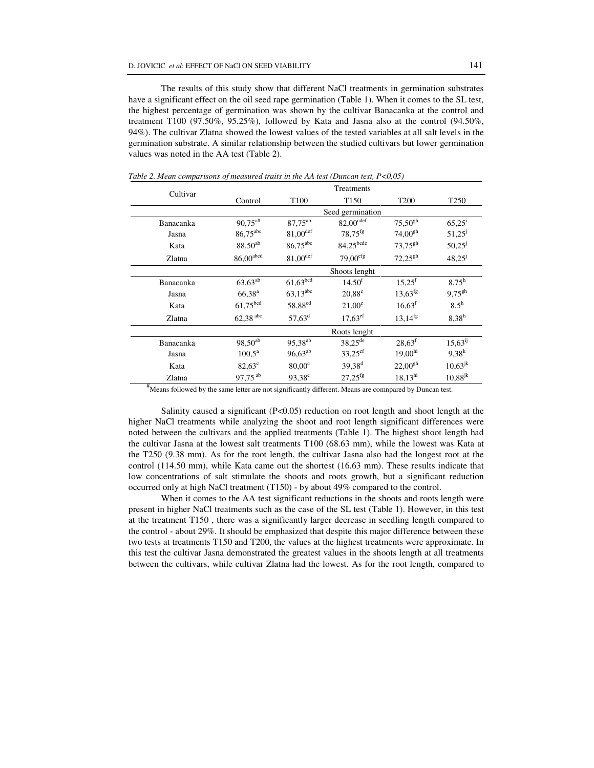The results of this study show that different NaCl treatments in germination substrates have a significant effect on the oil seed rape germination (Table 1). When it comes to the SL test, the highest percentage of germination was shown by the cultivar Banacanka at the control and treatment T100 (97.50%, 95.25%), followed by Kata and Jasna also at the control (94.50%, 94%). The cultivar Zlatna showed the lowest values of the tested variables at all salt levels in the germination substrate. A similar relationship between the studied cultivars but lower germination values was noted in the AA test (Table 2).

*Table 2. Mean comparisons of measured traits in the AA test (Duncan test, P<0,05)*

| Cultivar | Treatments | | | | |
|---|---|---|---|---|---|
| | Control | T100 | T150 | T200 | T250 |
| | Seed germination | | | | |
| Banacanka | $90{,}75^{a\#}$ | $87{,}75^{ab}$ | $82{,}00^{cdef}$ | $75{,}50^{gh}$ | $65{,}25^{i}$ |
| Jasna | $86{,}75^{abc}$ | $81{,}00^{def}$ | $78{,}75^{fg}$ | $74{,}00^{gh}$ | $51{,}25^{j}$ |
| Kata | $88{,}50^{ab}$ | $86{,}75^{abc}$ | $84{,}25^{bcde}$ | $73{,}75^{gh}$ | $50{,}25^{j}$ |
| Zlatna | $86{,}00^{abcd}$ | $81{,}00^{def}$ | $79{,}00^{efg}$ | $72{,}25^{gh}$ | $48{,}25^{j}$ |
| | Shoots lenght | | | | |
| Banacanka | $63{,}63^{ab}$ | $61{,}63^{bcd}$ | $14{,}50^{f}$ | $15{,}25^{f}$ | $8{,}75^{h}$ |
| Jasna | $66{,}38^{a}$ | $63{,}13^{abc}$ | $20{,}88^{e}$ | $13{,}63^{fg}$ | $9{,}75^{gh}$ |
| Kata | $61{,}75^{bcd}$ | $58{,}88^{cd}$ | $21{,}00^{e}$ | $16{,}63^{f}$ | $8{,}5^{h}$ |
| Zlatna | $62{,}38^{abc}$ | $57{,}63^{d}$ | $17{,}63^{ef}$ | $13{,}14^{fg}$ | $8{,}38^{h}$ |
| | Roots lenght | | | | |
| Banacanka | $98{,}50^{ab}$ | $95{,}38^{ab}$ | $38{,}25^{de}$ | $28{,}63^{f}$ | $15{,}63^{ij}$ |
| Jasna | $100{,}5^{a}$ | $96{,}63^{ab}$ | $33{,}25^{ef}$ | $19{,}00^{hi}$ | $9{,}38^{k}$ |
| Kata | $82{,}63^{c}$ | $80{,}00^{c}$ | $39{,}38^{d}$ | $22{,}00^{gh}$ | $10{,}63^{jk}$ |
| Zlatna | $97{,}75^{ab}$ | $93{,}38^{c}$ | $27{,}25^{fg}$ | $18{,}13^{hi}$ | $10{,}88^{jk}$ |

[#]Means followed by the same letter are not significantly different. Means are comnpared by Duncan test.

Salinity caused a significant ($P<0.05$) reduction on root length and shoot length at the higher NaCl treatments while analyzing the shoot and root length significant differences were noted between the cultivars and the applied treatments (Table 1). The highest shoot length had the cultivar Jasna at the lowest salt treatments T100 (68.63 mm), while the lowest was Kata at the T250 (9.38 mm). As for the root length, the cultivar Jasna also had the longest root at the control (114.50 mm), while Kata came out the shortest (16.63 mm). These results indicate that low concentrations of salt stimulate the shoots and roots growth, but a significant reduction occurred only at high NaCl treatment (T150) - by about 49% compared to the control.

When it comes to the AA test significant reductions in the shoots and roots length were present in higher NaCl treatments such as the case of the SL test (Table 1). However, in this test at the treatment T150 , there was a significantly larger decrease in seedling length compared to the control - about 29%. It should be emphasized that despite this major difference between these two tests at treatments T150 and T200, the values at the highest treatments were approximate. In this test the cultivar Jasna demonstrated the greatest values in the shoots length at all treatments between the cultivars, while cultivar Zlatna had the lowest. As for the root length, compared to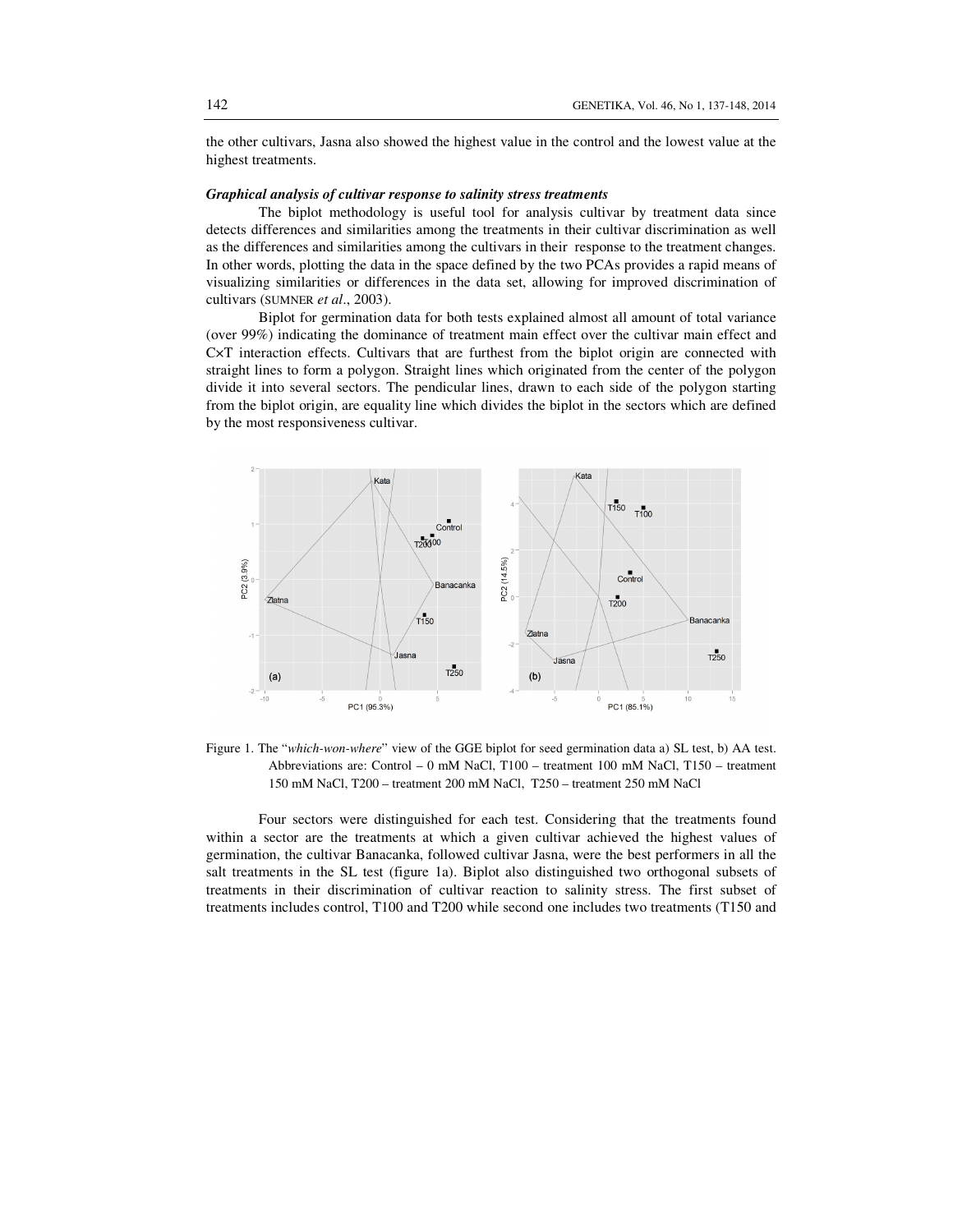the other cultivars, Jasna also showed the highest value in the control and the lowest value at the highest treatments.

***Graphical analysis of cultivar response to salinity stress treatments***

The biplot methodology is useful tool for analysis cultivar by treatment data since detects differences and similarities among the treatments in their cultivar discrimination as well as the differences and similarities among the cultivars in their response to the treatment changes. In other words, plotting the data in the space defined by the two PCAs provides a rapid means of visualizing similarities or differences in the data set, allowing for improved discrimination of cultivars (SUMNER *et al*., 2003).

Biplot for germination data for both tests explained almost all amount of total variance (over 99%) indicating the dominance of treatment main effect over the cultivar main effect and C×T interaction effects. Cultivars that are furthest from the biplot origin are connected with straight lines to form a polygon. Straight lines which originated from the center of the polygon divide it into several sectors. The pendicular lines, drawn to each side of the polygon starting from the biplot origin, are equality line which divides the biplot in the sectors which are defined by the most responsiveness cultivar.

Figure 1. The "*which-won-where*" view of the GGE biplot for seed germination data a) SL test, b) AA test. Abbreviations are: Control – 0 mM NaCl, T100 – treatment 100 mM NaCl, T150 – treatment 150 mM NaCl, T200 – treatment 200 mM NaCl, T250 – treatment 250 mM NaCl

Four sectors were distinguished for each test. Considering that the treatments found within a sector are the treatments at which a given cultivar achieved the highest values of germination, the cultivar Banacanka, followed cultivar Jasna, were the best performers in all the salt treatments in the SL test (figure 1a). Biplot also distinguished two orthogonal subsets of treatments in their discrimination of cultivar reaction to salinity stress. The first subset of treatments includes control, T100 and T200 while second one includes two treatments (T150 and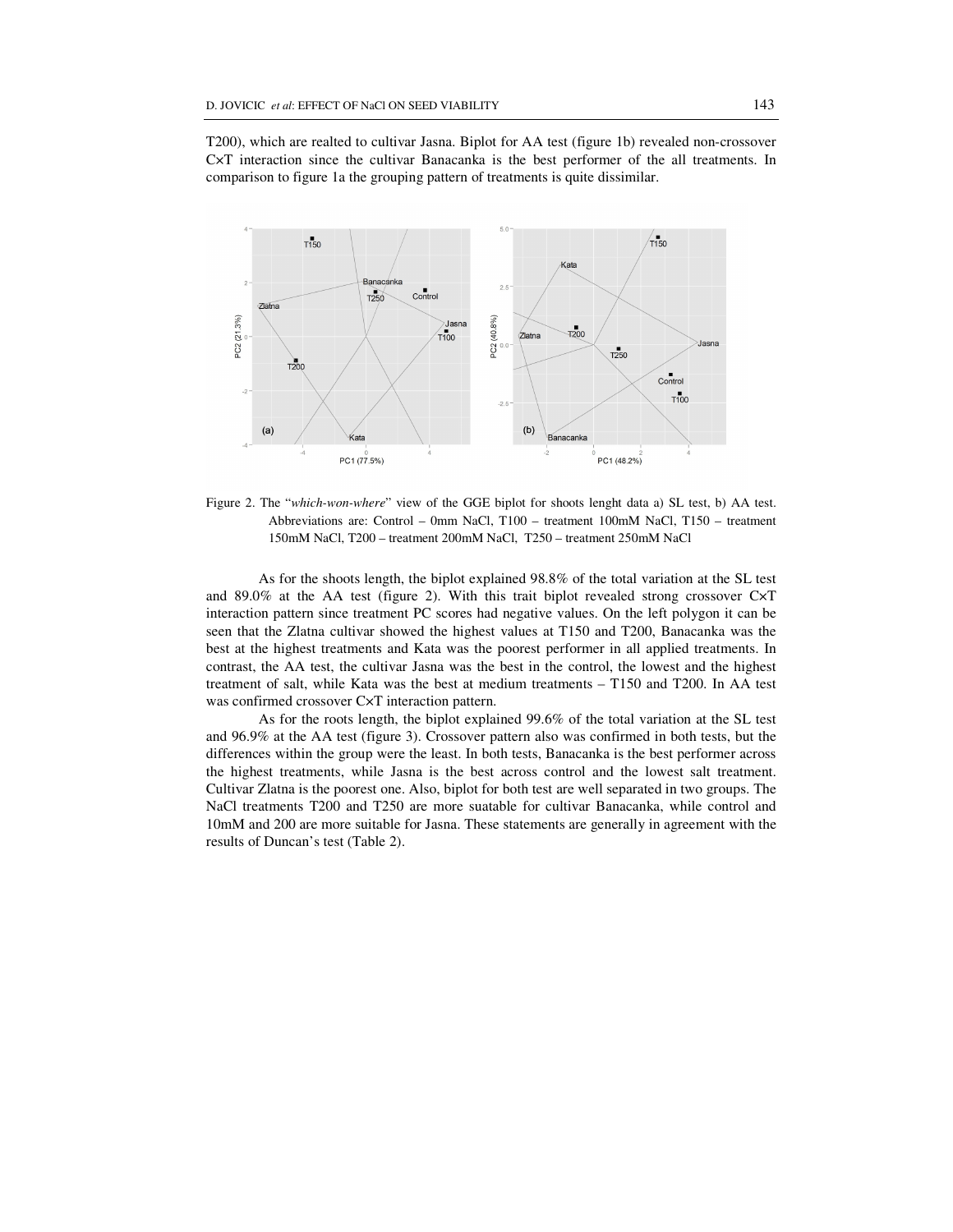T200), which are realted to cultivar Jasna. Biplot for AA test (figure 1b) revealed non-crossover C×T interaction since the cultivar Banacanka is the best performer of the all treatments. In comparison to figure 1a the grouping pattern of treatments is quite dissimilar.

Figure 2. The "*which-won-where*" view of the GGE biplot for shoots lenght data a) SL test, b) AA test. Abbreviations are: Control – 0mm NaCl, T100 – treatment 100mM NaCl, T150 – treatment 150mM NaCl, T200 – treatment 200mM NaCl, T250 – treatment 250mM NaCl

As for the shoots length, the biplot explained 98.8% of the total variation at the SL test and 89.0% at the AA test (figure 2). With this trait biplot revealed strong crossover C×T interaction pattern since treatment PC scores had negative values. On the left polygon it can be seen that the Zlatna cultivar showed the highest values at T150 and T200, Banacanka was the best at the highest treatments and Kata was the poorest performer in all applied treatments. In contrast, the AA test, the cultivar Jasna was the best in the control, the lowest and the highest treatment of salt, while Kata was the best at medium treatments – T150 and T200. In AA test was confirmed crossover C×T interaction pattern.

As for the roots length, the biplot explained 99.6% of the total variation at the SL test and 96.9% at the AA test (figure 3). Crossover pattern also was confirmed in both tests, but the differences within the group were the least. In both tests, Banacanka is the best performer across the highest treatments, while Jasna is the best across control and the lowest salt treatment. Cultivar Zlatna is the poorest one. Also, biplot for both test are well separated in two groups. The NaCl treatments T200 and T250 are more suatable for cultivar Banacanka, while control and 10mM and 200 are more suitable for Jasna. These statements are generally in agreement with the results of Duncan's test (Table 2).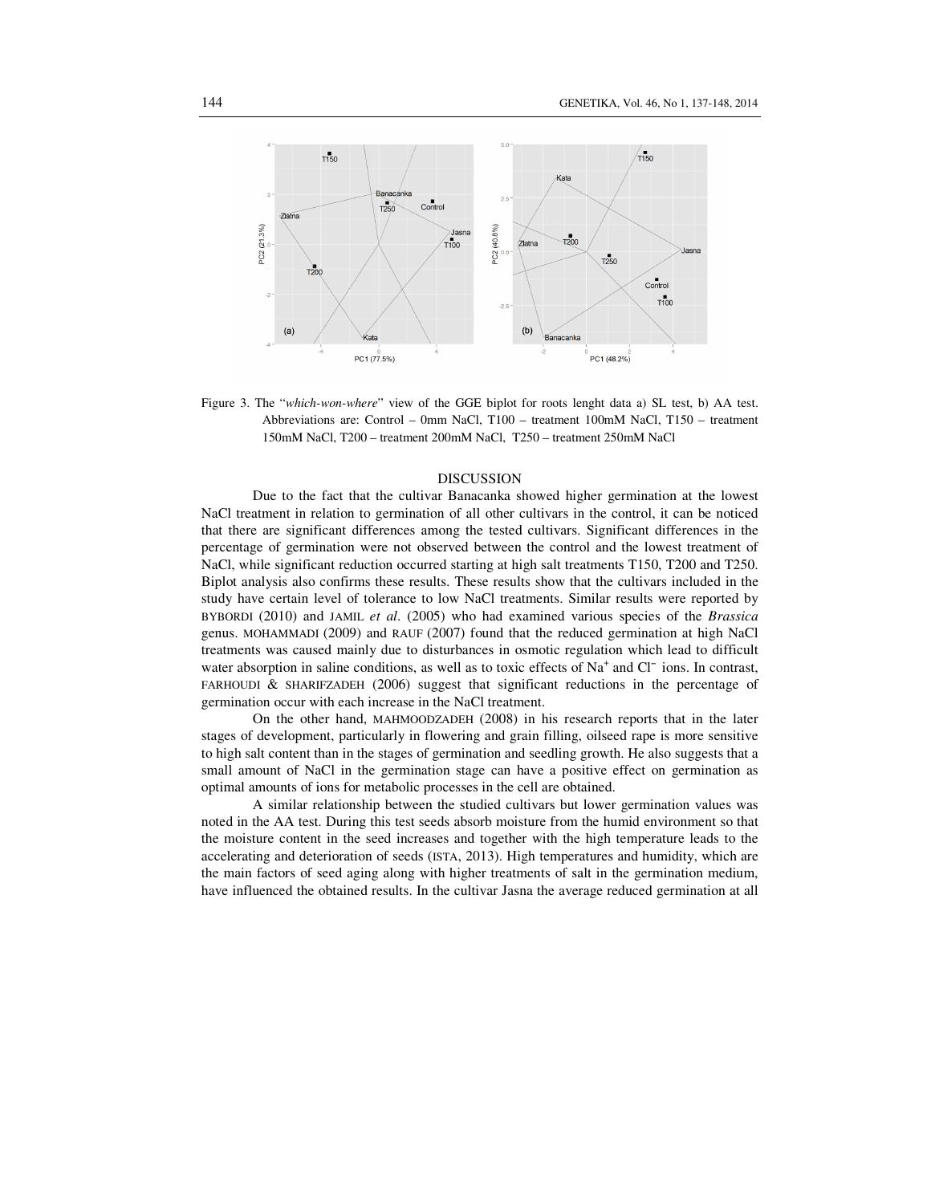Figure 3. The "*which-won-where*" view of the GGE biplot for roots lenght data a) SL test, b) AA test. Abbreviations are: Control – 0mm NaCl, T100 – treatment 100mM NaCl, T150 – treatment 150mM NaCl, T200 – treatment 200mM NaCl, T250 – treatment 250mM NaCl

## DISCUSSION

Due to the fact that the cultivar Banacanka showed higher germination at the lowest NaCl treatment in relation to germination of all other cultivars in the control, it can be noticed that there are significant differences among the tested cultivars. Significant differences in the percentage of germination were not observed between the control and the lowest treatment of NaCl, while significant reduction occurred starting at high salt treatments T150, T200 and T250. Biplot analysis also confirms these results. These results show that the cultivars included in the study have certain level of tolerance to low NaCl treatments. Similar results were reported by BYBORDI (2010) and JAMIL *et al*. (2005) who had examined various species of the *Brassica* genus. MOHAMMADI (2009) and RAUF (2007) found that the reduced germination at high NaCl treatments was caused mainly due to disturbances in osmotic regulation which lead to difficult water absorption in saline conditions, as well as to toxic effects of $Na^{+}$ and $Cl^{-}$ ions. In contrast, FARHOUDI & SHARIFZADEH (2006) suggest that significant reductions in the percentage of germination occur with each increase in the NaCl treatment.

On the other hand, MAHMOODZADEH (2008) in his research reports that in the later stages of development, particularly in flowering and grain filling, oilseed rape is more sensitive to high salt content than in the stages of germination and seedling growth. He also suggests that a small amount of NaCl in the germination stage can have a positive effect on germination as optimal amounts of ions for metabolic processes in the cell are obtained.

A similar relationship between the studied cultivars but lower germination values was noted in the AA test. During this test seeds absorb moisture from the humid environment so that the moisture content in the seed increases and together with the high temperature leads to the accelerating and deterioration of seeds (ISTA, 2013). High temperatures and humidity, which are the main factors of seed aging along with higher treatments of salt in the germination medium, have influenced the obtained results. In the cultivar Jasna the average reduced germination at all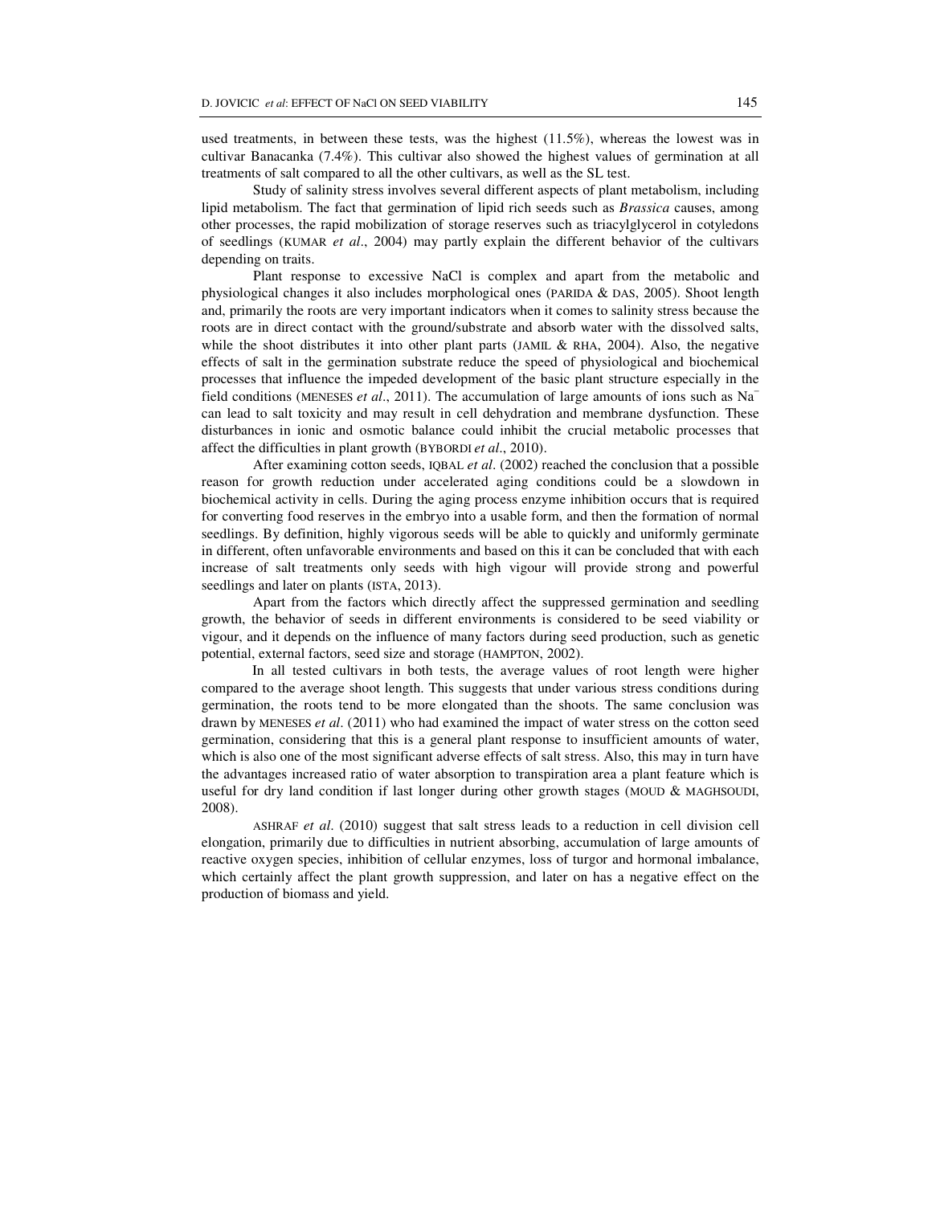used treatments, in between these tests, was the highest (11.5%), whereas the lowest was in cultivar Banacanka (7.4%). This cultivar also showed the highest values of germination at all treatments of salt compared to all the other cultivars, as well as the SL test.

Study of salinity stress involves several different aspects of plant metabolism, including lipid metabolism. The fact that germination of lipid rich seeds such as *Brassica* causes, among other processes, the rapid mobilization of storage reserves such as triacylglycerol in cotyledons of seedlings (KUMAR *et al*., 2004) may partly explain the different behavior of the cultivars depending on traits.

Plant response to excessive NaCl is complex and apart from the metabolic and physiological changes it also includes morphological ones (PARIDA & DAS, 2005). Shoot length and, primarily the roots are very important indicators when it comes to salinity stress because the roots are in direct contact with the ground/substrate and absorb water with the dissolved salts, while the shoot distributes it into other plant parts (JAMIL & RHA, 2004). Also, the negative effects of salt in the germination substrate reduce the speed of physiological and biochemical processes that influence the impeded development of the basic plant structure especially in the field conditions (MENESES *et al*., 2011). The accumulation of large amounts of ions such as $Na^{-}$ can lead to salt toxicity and may result in cell dehydration and membrane dysfunction. These disturbances in ionic and osmotic balance could inhibit the crucial metabolic processes that affect the difficulties in plant growth (BYBORDI *et al*., 2010).

After examining cotton seeds, IQBAL *et al*. (2002) reached the conclusion that a possible reason for growth reduction under accelerated aging conditions could be a slowdown in biochemical activity in cells. During the aging process enzyme inhibition occurs that is required for converting food reserves in the embryo into a usable form, and then the formation of normal seedlings. By definition, highly vigorous seeds will be able to quickly and uniformly germinate in different, often unfavorable environments and based on this it can be concluded that with each increase of salt treatments only seeds with high vigour will provide strong and powerful seedlings and later on plants (ISTA, 2013).

Apart from the factors which directly affect the suppressed germination and seedling growth, the behavior of seeds in different environments is considered to be seed viability or vigour, and it depends on the influence of many factors during seed production, such as genetic potential, external factors, seed size and storage (HAMPTON, 2002).

In all tested cultivars in both tests, the average values of root length were higher compared to the average shoot length. This suggests that under various stress conditions during germination, the roots tend to be more elongated than the shoots. The same conclusion was drawn by MENESES *et al*. (2011) who had examined the impact of water stress on the cotton seed germination, considering that this is a general plant response to insufficient amounts of water, which is also one of the most significant adverse effects of salt stress. Also, this may in turn have the advantages increased ratio of water absorption to transpiration area a plant feature which is useful for dry land condition if last longer during other growth stages (MOUD & MAGHSOUDI, 2008).

ASHRAF *et al*. (2010) suggest that salt stress leads to a reduction in cell division cell elongation, primarily due to difficulties in nutrient absorbing, accumulation of large amounts of reactive oxygen species, inhibition of cellular enzymes, loss of turgor and hormonal imbalance, which certainly affect the plant growth suppression, and later on has a negative effect on the production of biomass and yield.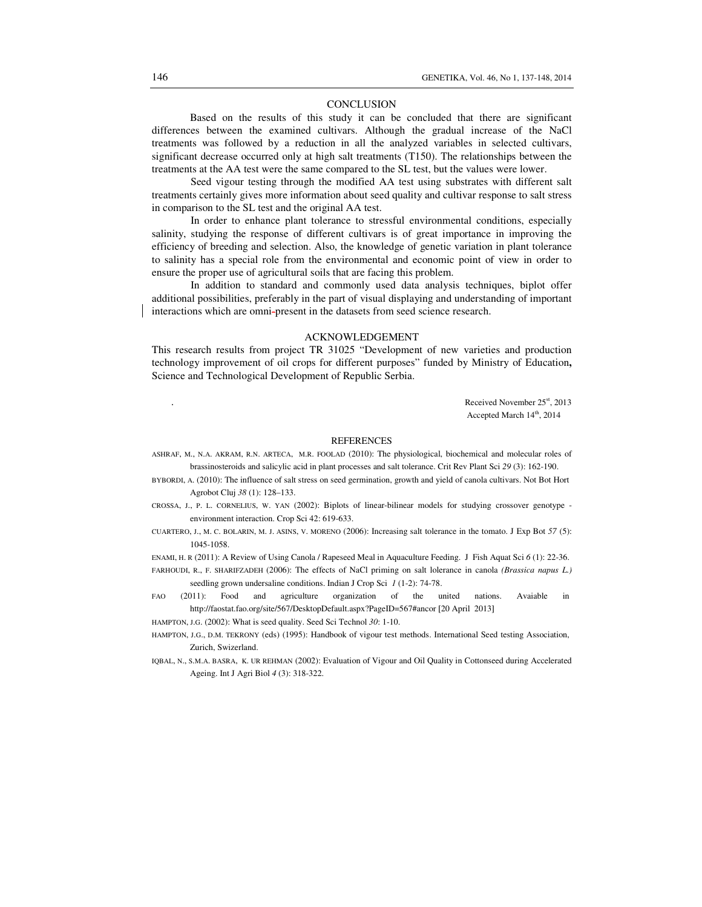## CONCLUSION

Based on the results of this study it can be concluded that there are significant differences between the examined cultivars. Although the gradual increase of the NaCl treatments was followed by a reduction in all the analyzed variables in selected cultivars, significant decrease occurred only at high salt treatments (T150). The relationships between the treatments at the AA test were the same compared to the SL test, but the values were lower.

Seed vigour testing through the modified AA test using substrates with different salt treatments certainly gives more information about seed quality and cultivar response to salt stress in comparison to the SL test and the original AA test.

In order to enhance plant tolerance to stressful environmental conditions, especially salinity, studying the response of different cultivars is of great importance in improving the efficiency of breeding and selection. Also, the knowledge of genetic variation in plant tolerance to salinity has a special role from the environmental and economic point of view in order to ensure the proper use of agricultural soils that are facing this problem.

In addition to standard and commonly used data analysis techniques, biplot offer additional possibilities, preferably in the part of visual displaying and understanding of important interactions which are omni-present in the datasets from seed science research.

## ACKNOWLEDGEMENT

This research results from project TR 31025 "Development of new varieties and production technology improvement of oil crops for different purposes" funded by Ministry of Education**,** Science and Technological Development of Republic Serbia.

Received November 25st, 2013
Accepted March 14th, 2014

## REFERENCES

ASHRAF, M., N.A. AKRAM, R.N. ARTECA, M.R. FOOLAD (2010): The physiological, biochemical and molecular roles of brassinosteroids and salicylic acid in plant processes and salt tolerance. Crit Rev Plant Sci *29* (3): 162-190.

BYBORDI, A. (2010): The influence of salt stress on seed germination, growth and yield of canola cultivars. Not Bot Hort Agrobot Cluj *38* (1): 128–133.

CROSSA, J., P. L. CORNELIUS, W. YAN (2002): Biplots of linear-bilinear models for studying crossover genotype - environment interaction. Crop Sci 42: 619-633.

CUARTERO, J., M. C. BOLARIN, M. J. ASINS, V. MORENO (2006): Increasing salt tolerance in the tomato. J Exp Bot *57* (5): 1045-1058.

ENAMI, H. R (2011): A Review of Using Canola / Rapeseed Meal in Aquaculture Feeding. J Fish Aquat Sci *6* (1): 22-36.

FARHOUDI, R., F. SHARIFZADEH (2006): The effects of NaCl priming on salt lolerance in canola *(Brassica napus L.)* seedling grown undersaline conditions. Indian J Crop Sci *1* (1-2): 74-78.

FAO (2011): Food and agriculture organization of the united nations. Avaiable in http://faostat.fao.org/site/567/DesktopDefault.aspx?PageID=567#ancor [20 April 2013]

HAMPTON, J.G. (2002): What is seed quality. Seed Sci Technol *30*: 1-10.

HAMPTON, J.G., D.M. TEKRONY (eds) (1995): Handbook of vigour test methods. International Seed testing Association, Zurich, Swizerland.

IQBAL, N., S.M.A. BASRA, K. UR REHMAN (2002): Evaluation of Vigour and Oil Quality in Cottonseed during Accelerated Ageing. Int J Agri Biol *4* (3): 318-322.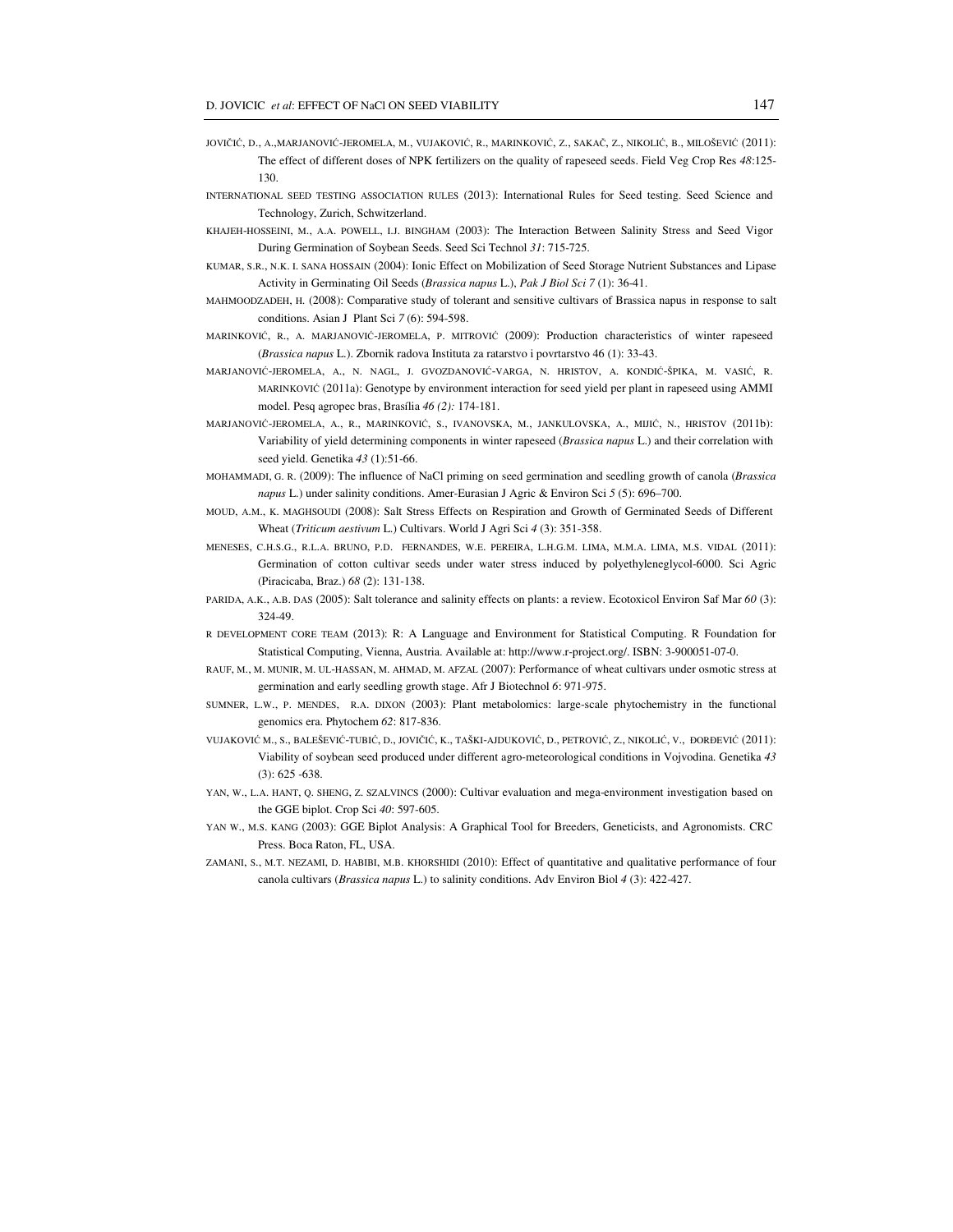JOVIČIĆ, D., A.,MARJANOVIĆ-JEROMELA, M., VUJAKOVIĆ, R., MARINKOVIĆ, Z., SAKAČ, Z., NIKOLIĆ, B., MILOŠEVIĆ (2011): The effect of different doses of NPK fertilizers on the quality of rapeseed seeds. Field Veg Crop Res *48*:125-130.

INTERNATIONAL SEED TESTING ASSOCIATION RULES (2013): International Rules for Seed testing. Seed Science and Technology, Zurich, Schwitzerland.

KHAJEH-HOSSEINI, M., A.A. POWELL, I.J. BINGHAM (2003): The Interaction Between Salinity Stress and Seed Vigor During Germination of Soybean Seeds. Seed Sci Technol *31*: 715-725.

KUMAR, S.R., N.K. I. SANA HOSSAIN (2004): Ionic Effect on Mobilization of Seed Storage Nutrient Substances and Lipase Activity in Germinating Oil Seeds (*Brassica napus* L.), *Pak J Biol Sci 7* (1): 36-41.

MAHMOODZADEH, H. (2008): Comparative study of tolerant and sensitive cultivars of Brassica napus in response to salt conditions. Asian J Plant Sci *7* (6): 594-598.

MARINKOVIĆ, R., A. MARJANOVIĆ-JEROMELA, P. MITROVIĆ (2009): Production characteristics of winter rapeseed (*Brassica napus* L.). Zbornik radova Instituta za ratarstvo i povrtarstvo 46 (1): 33-43.

MARJANOVIĆ-JEROMELA, A., N. NAGL, J. GVOZDANOVIĆ-VARGA, N. HRISTOV, A. KONDIĆ-ŠPIKA, M. VASIĆ, R. MARINKOVIĆ (2011a): Genotype by environment interaction for seed yield per plant in rapeseed using AMMI model. Pesq agropec bras, Brasília *46 (2):* 174-181.

MARJANOVIĆ-JEROMELA, A., R., MARINKOVIĆ, S., IVANOVSKA, M., JANKULOVSKA, A., MIJIĆ, N., HRISTOV (2011b): Variability of yield determining components in winter rapeseed (*Brassica napus* L.) and their correlation with seed yield. Genetika *43* (1):51-66.

MOHAMMADI, G. R. (2009): The influence of NaCl priming on seed germination and seedling growth of canola (*Brassica napus* L.) under salinity conditions. Amer-Eurasian J Agric & Environ Sci *5* (5): 696–700.

MOUD, A.M., K. MAGHSOUDI (2008): Salt Stress Effects on Respiration and Growth of Germinated Seeds of Different Wheat (*Triticum aestivum* L.) Cultivars. World J Agri Sci *4* (3): 351-358.

MENESES, C.H.S.G., R.L.A. BRUNO, P.D. FERNANDES, W.E. PEREIRA, L.H.G.M. LIMA, M.M.A. LIMA, M.S. VIDAL (2011): Germination of cotton cultivar seeds under water stress induced by polyethyleneglycol-6000. Sci Agric (Piracicaba, Braz.) *68* (2): 131-138.

PARIDA, A.K., A.B. DAS (2005): Salt tolerance and salinity effects on plants: a review. Ecotoxicol Environ Saf Mar *60* (3): 324-49.

R DEVELOPMENT CORE TEAM (2013): R: A Language and Environment for Statistical Computing. R Foundation for Statistical Computing, Vienna, Austria. Available at: http://www.r-project.org/. ISBN: 3-900051-07-0.

RAUF, M., M. MUNIR, M. UL-HASSAN, M. AHMAD, M. AFZAL (2007): Performance of wheat cultivars under osmotic stress at germination and early seedling growth stage. Afr J Biotechnol *6*: 971-975.

SUMNER, L.W., P. MENDES, R.A. DIXON (2003): Plant metabolomics: large-scale phytochemistry in the functional genomics era. Phytochem *62*: 817-836.

VUJAKOVIĆ M., S., BALEŠEVIĆ-TUBIĆ, D., JOVIČIĆ, K., TAŠKI-AJDUKOVIĆ, D., PETROVIĆ, Z., NIKOLIĆ, V., ĐORĐEVIĆ (2011): Viability of soybean seed produced under different agro-meteorological conditions in Vojvodina. Genetika *43* (3): 625 -638.

YAN, W., L.A. HANT, Q. SHENG, Z. SZALVINCS (2000): Cultivar evaluation and mega-environment investigation based on the GGE biplot. Crop Sci *40*: 597-605.

YAN W., M.S. KANG (2003): GGE Biplot Analysis: A Graphical Tool for Breeders, Geneticists, and Agronomists. CRC Press. Boca Raton, FL, USA.

ZAMANI, S., M.T. NEZAMI, D. HABIBI, M.B. KHORSHIDI (2010): Effect of quantitative and qualitative performance of four canola cultivars (*Brassica napus* L.) to salinity conditions. Adv Environ Biol *4* (3): 422-427.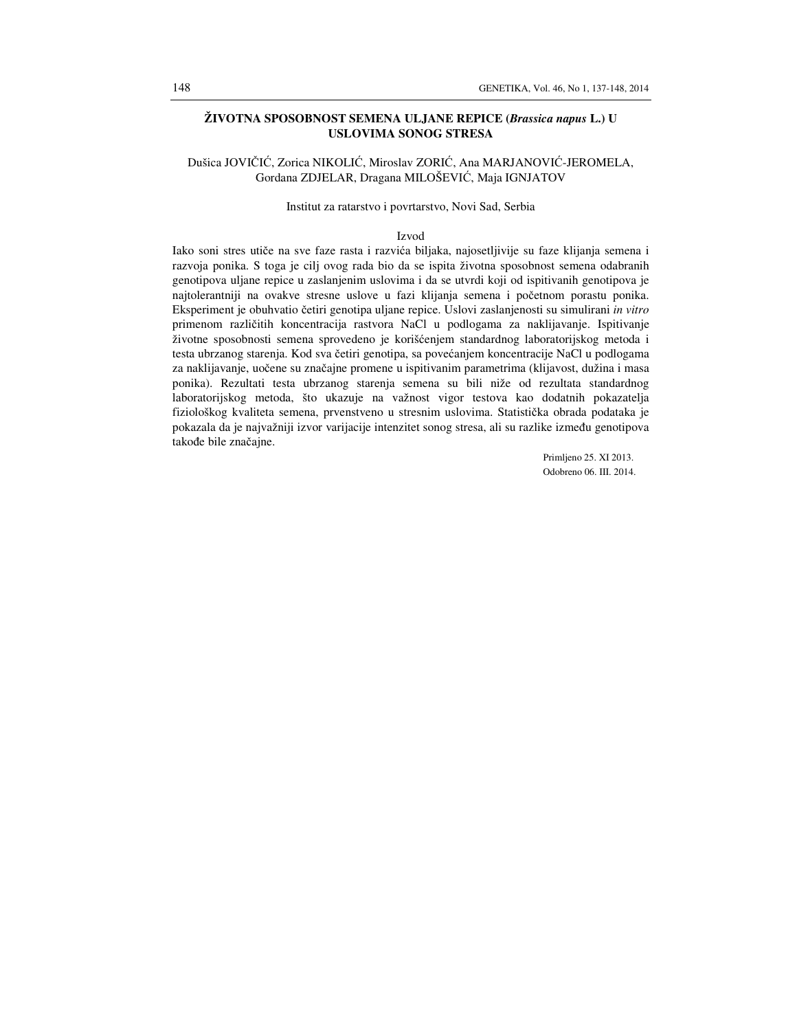# ŽIVOTNA SPOSOBNOST SEMENA ULJANE REPICE (*Brassica napus* L.) U USLOVIMA SONOG STRESA

Dušica JOVIČIĆ, Zorica NIKOLIĆ, Miroslav ZORIĆ, Ana MARJANOVIĆ-JEROMELA, Gordana ZDJELAR, Dragana MILOŠEVIĆ, Maja IGNJATOV

Institut za ratarstvo i povrtarstvo, Novi Sad, Serbia

## Izvod

Iako soni stres utiče na sve faze rasta i razvića biljaka, najosetljivije su faze klijanja semena i razvoja ponika. S toga je cilj ovog rada bio da se ispita životna sposobnost semena odabranih genotipova uljane repice u zaslanjenim uslovima i da se utvrdi koji od ispitivanih genotipova je najtolerantniji na ovakve stresne uslove u fazi klijanja semena i početnom porastu ponika. Eksperiment je obuhvatio četiri genotipa uljane repice. Uslovi zaslanjenosti su simulirani *in vitro* primenom različitih koncentracija rastvora NaCl u podlogama za naklijavanje. Ispitivanje životne sposobnosti semena sprovedeno je korišćenjem standardnog laboratorijskog metoda i testa ubrzanog starenja. Kod sva četiri genotipa, sa povećanjem koncentracije NaCl u podlogama za naklijavanje, uočene su značajne promene u ispitivanim parametrima (klijavost, dužina i masa ponika). Rezultati testa ubrzanog starenja semena su bili niže od rezultata standardnog laboratorijskog metoda, što ukazuje na važnost vigor testova kao dodatnih pokazatelja fiziološkog kvaliteta semena, prvenstveno u stresnim uslovima. Statistička obrada podataka je pokazala da je najvažniji izvor varijacije intenzitet sonog stresa, ali su razlike između genotipova takođe bile značajne.

Primljeno 25. XI 2013.
Odobreno 06. III. 2014.